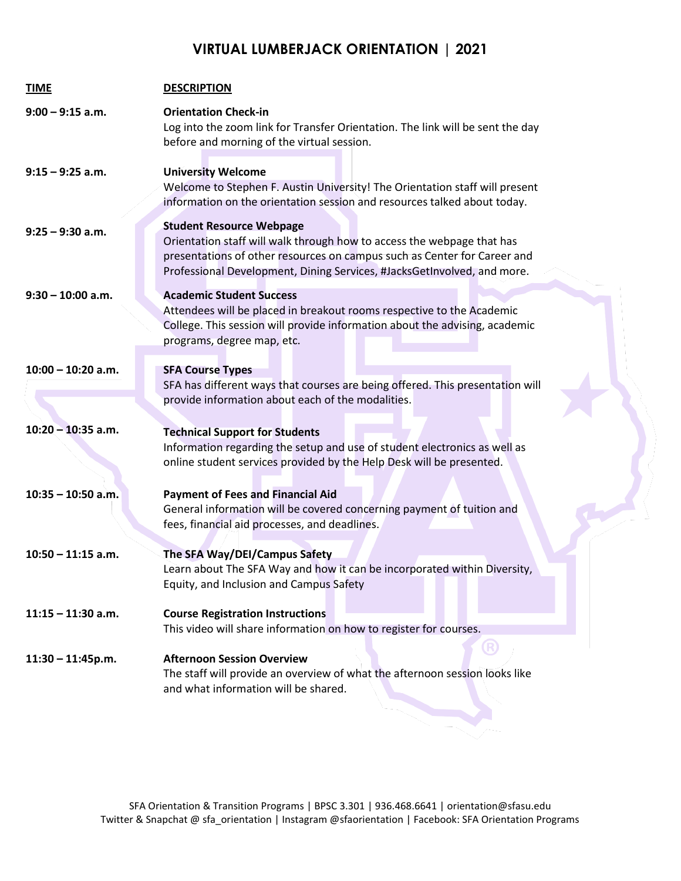# VIRTUAL LUMBERJACK ORIENTATION | 2021

| TIME | DESCRIPTION |
|---|---|
| 9:00 – 9:15 a.m. | **Orientation Check-in**<br>Log into the zoom link for Transfer Orientation. The link will be sent the day before and morning of the virtual session. |
| 9:15 – 9:25 a.m. | **University Welcome**<br>Welcome to Stephen F. Austin University! The Orientation staff will present information on the orientation session and resources talked about today. |
| 9:25 – 9:30 a.m. | **Student Resource Webpage**<br>Orientation staff will walk through how to access the webpage that has presentations of other resources on campus such as Center for Career and Professional Development, Dining Services, #JacksGetInvolved, and more. |
| 9:30 – 10:00 a.m. | **Academic Student Success**<br>Attendees will be placed in breakout rooms respective to the Academic College. This session will provide information about the advising, academic programs, degree map, etc. |
| 10:00 – 10:20 a.m. | **SFA Course Types**<br>SFA has different ways that courses are being offered. This presentation will provide information about each of the modalities. |
| 10:20 – 10:35 a.m. | **Technical Support for Students**<br>Information regarding the setup and use of student electronics as well as online student services provided by the Help Desk will be presented. |
| 10:35 – 10:50 a.m. | **Payment of Fees and Financial Aid**<br>General information will be covered concerning payment of tuition and fees, financial aid processes, and deadlines. |
| 10:50 – 11:15 a.m. | **The SFA Way/DEI/Campus Safety**<br>Learn about The SFA Way and how it can be incorporated within Diversity, Equity, and Inclusion and Campus Safety |
| 11:15 – 11:30 a.m. | **Course Registration Instructions**<br>This video will share information on how to register for courses. |
| 11:30 – 11:45p.m. | **Afternoon Session Overview**<br>The staff will provide an overview of what the afternoon session looks like and what information will be shared. |

SFA Orientation & Transition Programs | BPSC 3.301 | 936.468.6641 | orientation@sfasu.edu
Twitter & Snapchat @ sfa_orientation | Instagram @sfaorientation | Facebook: SFA Orientation Programs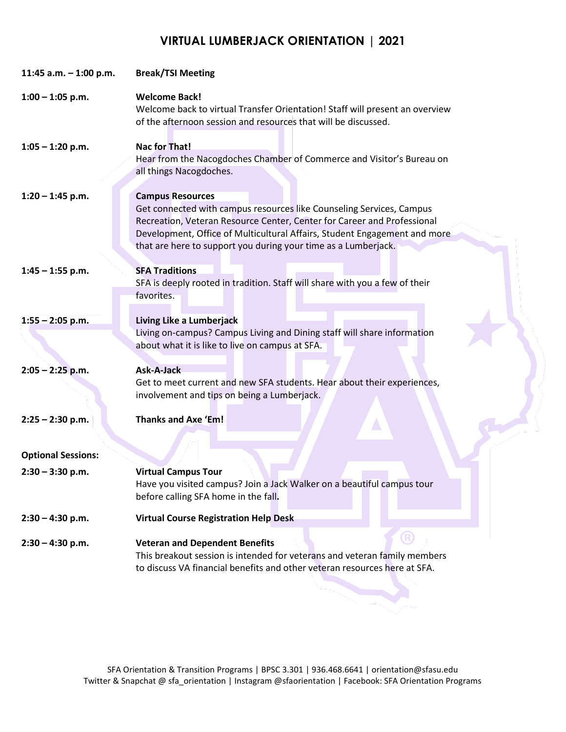# VIRTUAL LUMBERJACK ORIENTATION | 2021

**11:45 a.m. – 1:00 p.m.** **Break/TSI Meeting**

**1:00 – 1:05 p.m.** **Welcome Back!**
Welcome back to virtual Transfer Orientation! Staff will present an overview of the afternoon session and resources that will be discussed.

**1:05 – 1:20 p.m.** **Nac for That!**
Hear from the Nacogdoches Chamber of Commerce and Visitor's Bureau on all things Nacogdoches.

**1:20 – 1:45 p.m.** **Campus Resources**
Get connected with campus resources like Counseling Services, Campus Recreation, Veteran Resource Center, Center for Career and Professional Development, Office of Multicultural Affairs, Student Engagement and more that are here to support you during your time as a Lumberjack.

**1:45 – 1:55 p.m.** **SFA Traditions**
SFA is deeply rooted in tradition. Staff will share with you a few of their favorites.

**1:55 – 2:05 p.m.** **Living Like a Lumberjack**
Living on-campus? Campus Living and Dining staff will share information about what it is like to live on campus at SFA.

**2:05 – 2:25 p.m.** **Ask-A-Jack**
Get to meet current and new SFA students. Hear about their experiences, involvement and tips on being a Lumberjack.

**2:25 – 2:30 p.m.** **Thanks and Axe 'Em!**

**Optional Sessions:**

**2:30 – 3:30 p.m.** **Virtual Campus Tour**
Have you visited campus? Join a Jack Walker on a beautiful campus tour before calling SFA home in the fall**.**

**2:30 – 4:30 p.m.** **Virtual Course Registration Help Desk**

**2:30 – 4:30 p.m.** **Veteran and Dependent Benefits**
This breakout session is intended for veterans and veteran family members to discuss VA financial benefits and other veteran resources here at SFA.

SFA Orientation & Transition Programs | BPSC 3.301 | 936.468.6641 | orientation@sfasu.edu
Twitter & Snapchat @ sfa_orientation | Instagram @sfaorientation | Facebook: SFA Orientation Programs